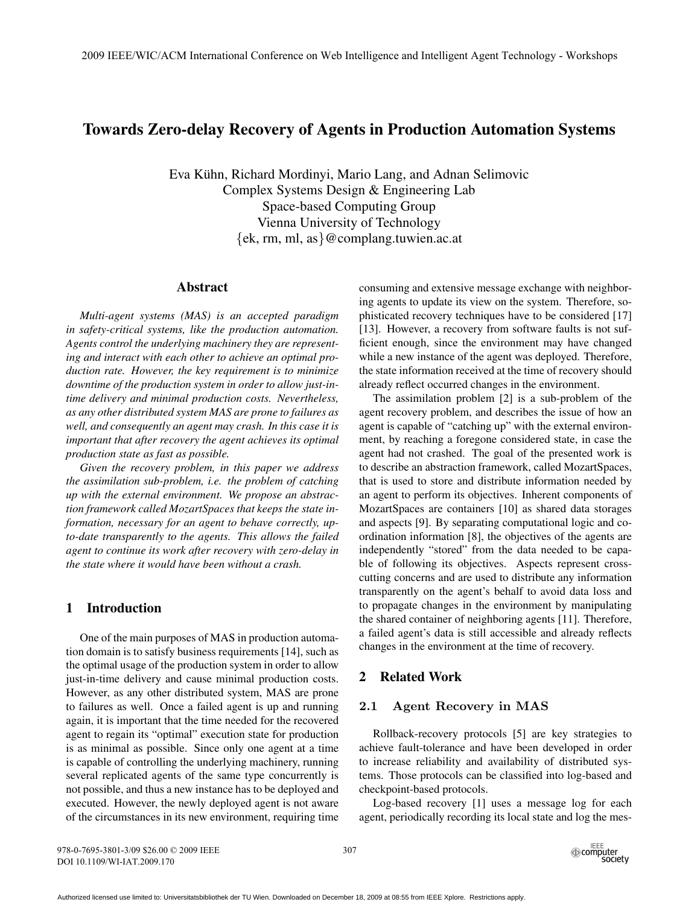# Towards Zero-delay Recovery of Agents in Production Automation Systems

Eva Kühn, Richard Mordinyi, Mario Lang, and Adnan Selimovic
Complex Systems Design & Engineering Lab
Space-based Computing Group
Vienna University of Technology
{ek, rm, ml, as}@complang.tuwien.ac.at

## Abstract

*Multi-agent systems (MAS) is an accepted paradigm in safety-critical systems, like the production automation. Agents control the underlying machinery they are representing and interact with each other to achieve an optimal production rate. However, the key requirement is to minimize downtime of the production system in order to allow just-in-time delivery and minimal production costs. Nevertheless, as any other distributed system MAS are prone to failures as well, and consequently an agent may crash. In this case it is important that after recovery the agent achieves its optimal production state as fast as possible.*

*Given the recovery problem, in this paper we address the assimilation sub-problem, i.e. the problem of catching up with the external environment. We propose an abstraction framework called MozartSpaces that keeps the state information, necessary for an agent to behave correctly, up-to-date transparently to the agents. This allows the failed agent to continue its work after recovery with zero-delay in the state where it would have been without a crash.*

## 1 Introduction

One of the main purposes of MAS in production automation domain is to satisfy business requirements [14], such as the optimal usage of the production system in order to allow just-in-time delivery and cause minimal production costs. However, as any other distributed system, MAS are prone to failures as well. Once a failed agent is up and running again, it is important that the time needed for the recovered agent to regain its "optimal" execution state for production is as minimal as possible. Since only one agent at a time is capable of controlling the underlying machinery, running several replicated agents of the same type concurrently is not possible, and thus a new instance has to be deployed and executed. However, the newly deployed agent is not aware of the circumstances in its new environment, requiring time consuming and extensive message exchange with neighboring agents to update its view on the system. Therefore, sophisticated recovery techniques have to be considered [17] [13]. However, a recovery from software faults is not sufficient enough, since the environment may have changed while a new instance of the agent was deployed. Therefore, the state information received at the time of recovery should already reflect occurred changes in the environment.

The assimilation problem [2] is a sub-problem of the agent recovery problem, and describes the issue of how an agent is capable of "catching up" with the external environment, by reaching a foregone considered state, in case the agent had not crashed. The goal of the presented work is to describe an abstraction framework, called MozartSpaces, that is used to store and distribute information needed by an agent to perform its objectives. Inherent components of MozartSpaces are containers [10] as shared data storages and aspects [9]. By separating computational logic and coordination information [8], the objectives of the agents are independently "stored" from the data needed to be capable of following its objectives. Aspects represent cross-cutting concerns and are used to distribute any information transparently on the agent's behalf to avoid data loss and to propagate changes in the environment by manipulating the shared container of neighboring agents [11]. Therefore, a failed agent's data is still accessible and already reflects changes in the environment at the time of recovery.

## 2 Related Work

### 2.1 Agent Recovery in MAS

Rollback-recovery protocols [5] are key strategies to achieve fault-tolerance and have been developed in order to increase reliability and availability of distributed systems. Those protocols can be classified into log-based and checkpoint-based protocols.

Log-based recovery [1] uses a message log for each agent, periodically recording its local state and log the mes-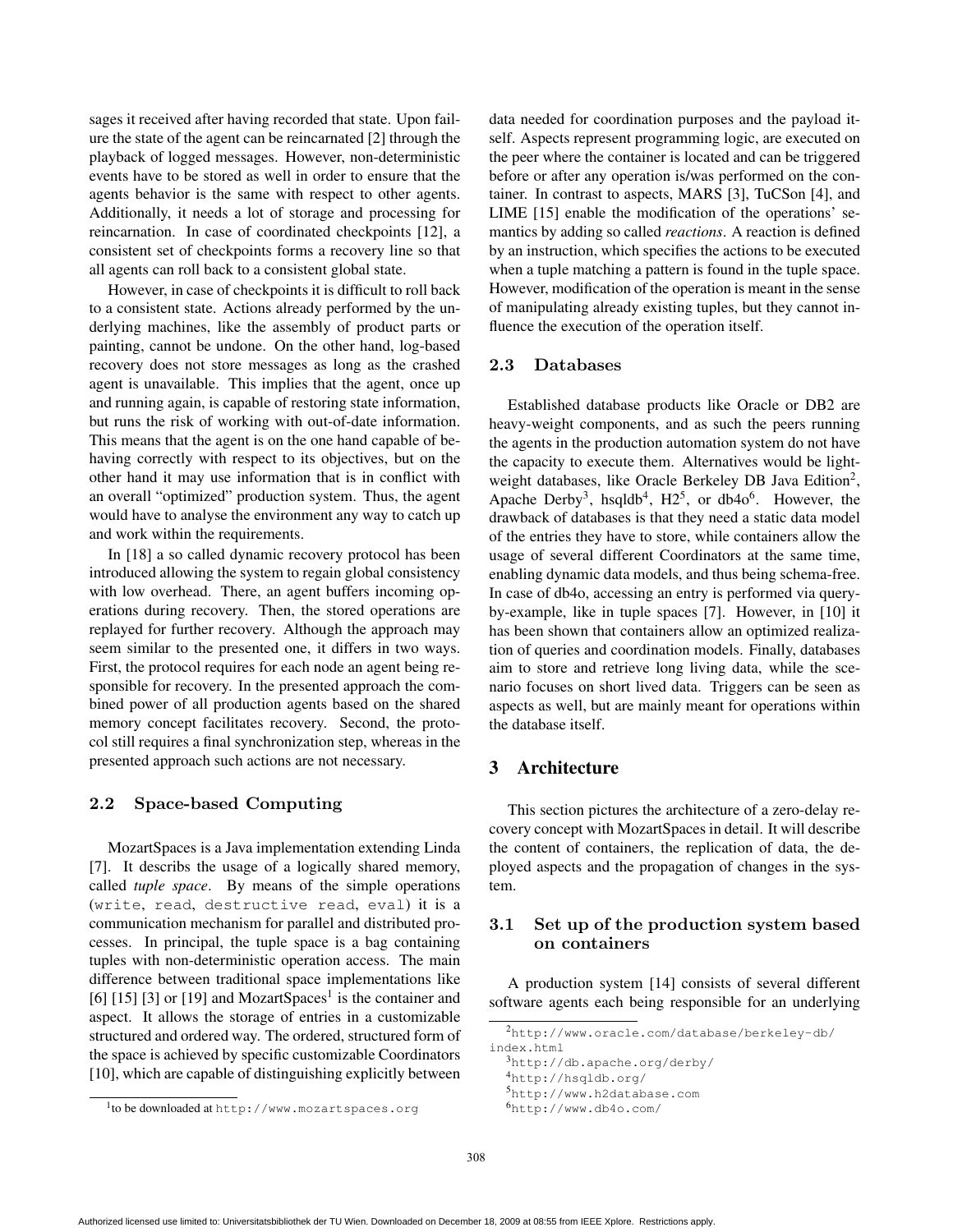sages it received after having recorded that state. Upon failure the state of the agent can be reincarnated [2] through the playback of logged messages. However, non-deterministic events have to be stored as well in order to ensure that the agents behavior is the same with respect to other agents. Additionally, it needs a lot of storage and processing for reincarnation. In case of coordinated checkpoints [12], a consistent set of checkpoints forms a recovery line so that all agents can roll back to a consistent global state.

However, in case of checkpoints it is difficult to roll back to a consistent state. Actions already performed by the underlying machines, like the assembly of product parts or painting, cannot be undone. On the other hand, log-based recovery does not store messages as long as the crashed agent is unavailable. This implies that the agent, once up and running again, is capable of restoring state information, but runs the risk of working with out-of-date information. This means that the agent is on the one hand capable of behaving correctly with respect to its objectives, but on the other hand it may use information that is in conflict with an overall "optimized" production system. Thus, the agent would have to analyse the environment any way to catch up and work within the requirements.

In [18] a so called dynamic recovery protocol has been introduced allowing the system to regain global consistency with low overhead. There, an agent buffers incoming operations during recovery. Then, the stored operations are replayed for further recovery. Although the approach may seem similar to the presented one, it differs in two ways. First, the protocol requires for each node an agent being responsible for recovery. In the presented approach the combined power of all production agents based on the shared memory concept facilitates recovery. Second, the protocol still requires a final synchronization step, whereas in the presented approach such actions are not necessary.

### 2.2 Space-based Computing

MozartSpaces is a Java implementation extending Linda [7]. It describs the usage of a logically shared memory, called *tuple space*. By means of the simple operations (`write`, `read`, `destructive read`, `eval`) it is a communication mechanism for parallel and distributed processes. In principal, the tuple space is a bag containing tuples with non-deterministic operation access. The main difference between traditional space implementations like [6] [15] [3] or [19] and MozartSpaces[1] is the container and aspect. It allows the storage of entries in a customizable structured and ordered way. The ordered, structured form of the space is achieved by specific customizable Coordinators [10], which are capable of distinguishing explicitly between data needed for coordination purposes and the payload itself. Aspects represent programming logic, are executed on the peer where the container is located and can be triggered before or after any operation is/was performed on the container. In contrast to aspects, MARS [3], TuCSon [4], and LIME [15] enable the modification of the operations' semantics by adding so called *reactions*. A reaction is defined by an instruction, which specifies the actions to be executed when a tuple matching a pattern is found in the tuple space. However, modification of the operation is meant in the sense of manipulating already existing tuples, but they cannot influence the execution of the operation itself.

### 2.3 Databases

Established database products like Oracle or DB2 are heavy-weight components, and as such the peers running the agents in the production automation system do not have the capacity to execute them. Alternatives would be lightweight databases, like Oracle Berkeley DB Java Edition[2], Apache Derby[3], hsqldb[4], H2[5], or db4o[6]. However, the drawback of databases is that they need a static data model of the entries they have to store, while containers allow the usage of several different Coordinators at the same time, enabling dynamic data models, and thus being schema-free. In case of db4o, accessing an entry is performed via query-by-example, like in tuple spaces [7]. However, in [10] it has been shown that containers allow an optimized realization of queries and coordination models. Finally, databases aim to store and retrieve long living data, while the scenario focuses on short lived data. Triggers can be seen as aspects as well, but are mainly meant for operations within the database itself.

## 3 Architecture

This section pictures the architecture of a zero-delay recovery concept with MozartSpaces in detail. It will describe the content of containers, the replication of data, the deployed aspects and the propagation of changes in the system.

### 3.1 Set up of the production system based on containers

A production system [14] consists of several different software agents each being responsible for an underlying

[1] to be downloaded at `http://www.mozartspaces.org`

[2] `http://www.oracle.com/database/berkeley-db/index.html`

[3] `http://db.apache.org/derby/`

[4] `http://hsqldb.org/`

[5] `http://www.h2database.com`

[6] `http://www.db4o.com/`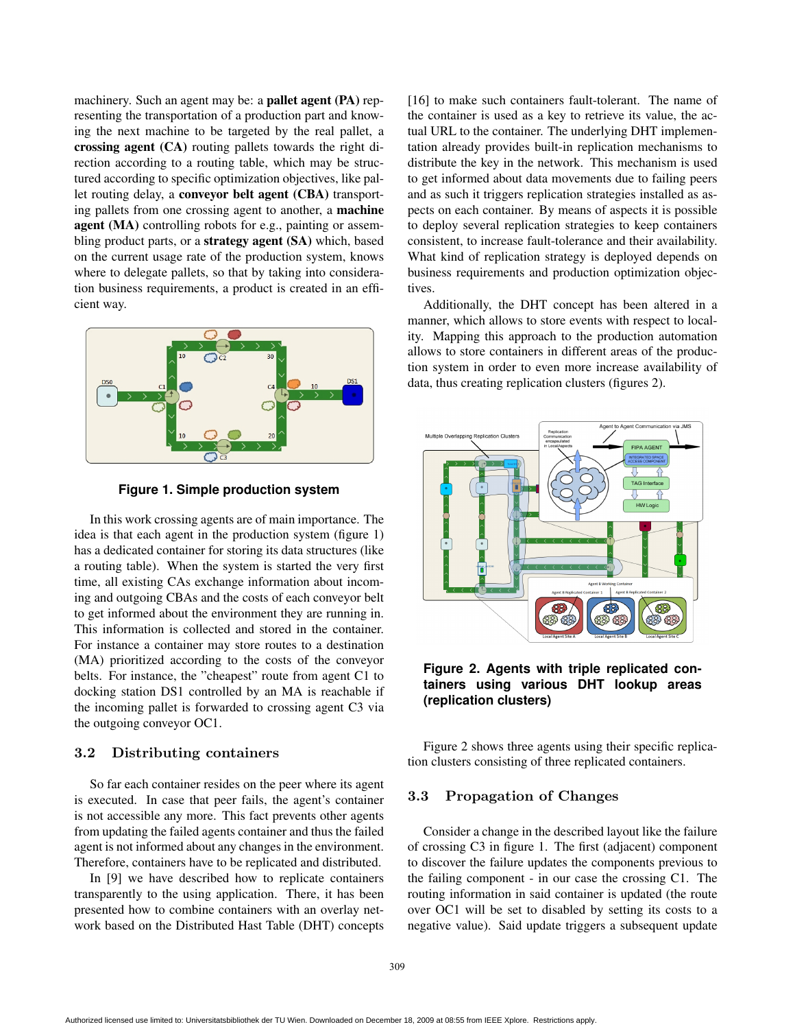machinery. Such an agent may be: a **pallet agent (PA)** representing the transportation of a production part and knowing the next machine to be targeted by the real pallet, a **crossing agent (CA)** routing pallets towards the right direction according to a routing table, which may be structured according to specific optimization objectives, like pallet routing delay, a **conveyor belt agent (CBA)** transporting pallets from one crossing agent to another, a **machine agent (MA)** controlling robots for e.g., painting or assembling product parts, or a **strategy agent (SA)** which, based on the current usage rate of the production system, knows where to delegate pallets, so that by taking into consideration business requirements, a product is created in an efficient way.

**Figure 1. Simple production system**

In this work crossing agents are of main importance. The idea is that each agent in the production system (figure 1) has a dedicated container for storing its data structures (like a routing table). When the system is started the very first time, all existing CAs exchange information about incoming and outgoing CBAs and the costs of each conveyor belt to get informed about the environment they are running in. This information is collected and stored in the container. For instance a container may store routes to a destination (MA) prioritized according to the costs of the conveyor belts. For instance, the "cheapest" route from agent C1 to docking station DS1 controlled by an MA is reachable if the incoming pallet is forwarded to crossing agent C3 via the outgoing conveyor OC1.

## 3.2 Distributing containers

So far each container resides on the peer where its agent is executed. In case that peer fails, the agent's container is not accessible any more. This fact prevents other agents from updating the failed agents container and thus the failed agent is not informed about any changes in the environment. Therefore, containers have to be replicated and distributed.

In [9] we have described how to replicate containers transparently to the using application. There, it has been presented how to combine containers with an overlay network based on the Distributed Hast Table (DHT) concepts [16] to make such containers fault-tolerant. The name of the container is used as a key to retrieve its value, the actual URL to the container. The underlying DHT implementation already provides built-in replication mechanisms to distribute the key in the network. This mechanism is used to get informed about data movements due to failing peers and as such it triggers replication strategies installed as aspects on each container. By means of aspects it is possible to deploy several replication strategies to keep containers consistent, to increase fault-tolerance and their availability. What kind of replication strategy is deployed depends on business requirements and production optimization objectives.

Additionally, the DHT concept has been altered in a manner, which allows to store events with respect to locality. Mapping this approach to the production automation allows to store containers in different areas of the production system in order to even more increase availability of data, thus creating replication clusters (figures 2).

**Figure 2. Agents with triple replicated containers using various DHT lookup areas (replication clusters)**

Figure 2 shows three agents using their specific replication clusters consisting of three replicated containers.

## 3.3 Propagation of Changes

Consider a change in the described layout like the failure of crossing C3 in figure 1. The first (adjacent) component to discover the failure updates the components previous to the failing component - in our case the crossing C1. The routing information in said container is updated (the route over OC1 will be set to disabled by setting its costs to a negative value). Said update triggers a subsequent update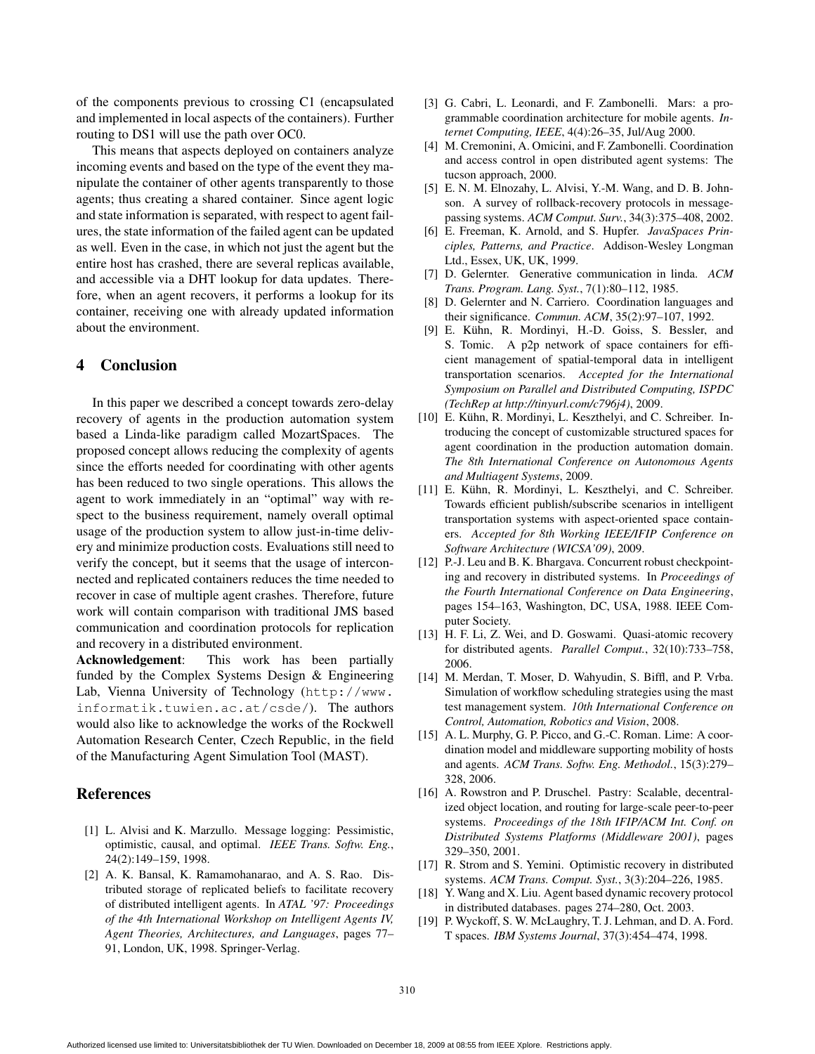of the components previous to crossing C1 (encapsulated and implemented in local aspects of the containers). Further routing to DS1 will use the path over OC0.

This means that aspects deployed on containers analyze incoming events and based on the type of the event they manipulate the container of other agents transparently to those agents; thus creating a shared container. Since agent logic and state information is separated, with respect to agent failures, the state information of the failed agent can be updated as well. Even in the case, in which not just the agent but the entire host has crashed, there are several replicas available, and accessible via a DHT lookup for data updates. Therefore, when an agent recovers, it performs a lookup for its container, receiving one with already updated information about the environment.

## 4 Conclusion

In this paper we described a concept towards zero-delay recovery of agents in the production automation system based a Linda-like paradigm called MozartSpaces. The proposed concept allows reducing the complexity of agents since the efforts needed for coordinating with other agents has been reduced to two single operations. This allows the agent to work immediately in an "optimal" way with respect to the business requirement, namely overall optimal usage of the production system to allow just-in-time delivery and minimize production costs. Evaluations still need to verify the concept, but it seems that the usage of interconnected and replicated containers reduces the time needed to recover in case of multiple agent crashes. Therefore, future work will contain comparison with traditional JMS based communication and coordination protocols for replication and recovery in a distributed environment.

**Acknowledgement**: This work has been partially funded by the Complex Systems Design & Engineering Lab, Vienna University of Technology (`http://www.informatik.tuwien.ac.at/csde/`). The authors would also like to acknowledge the works of the Rockwell Automation Research Center, Czech Republic, in the field of the Manufacturing Agent Simulation Tool (MAST).

## References

[1] L. Alvisi and K. Marzullo. Message logging: Pessimistic, optimistic, causal, and optimal. *IEEE Trans. Softw. Eng.*, 24(2):149–159, 1998.

[2] A. K. Bansal, K. Ramamohanarao, and A. S. Rao. Distributed storage of replicated beliefs to facilitate recovery of distributed intelligent agents. In *ATAL '97: Proceedings of the 4th International Workshop on Intelligent Agents IV, Agent Theories, Architectures, and Languages*, pages 77–91, London, UK, 1998. Springer-Verlag.

[3] G. Cabri, L. Leonardi, and F. Zambonelli. Mars: a programmable coordination architecture for mobile agents. *Internet Computing, IEEE*, 4(4):26–35, Jul/Aug 2000.

[4] M. Cremonini, A. Omicini, and F. Zambonelli. Coordination and access control in open distributed agent systems: The tucson approach, 2000.

[5] E. N. M. Elnozahy, L. Alvisi, Y.-M. Wang, and D. B. Johnson. A survey of rollback-recovery protocols in message-passing systems. *ACM Comput. Surv.*, 34(3):375–408, 2002.

[6] E. Freeman, K. Arnold, and S. Hupfer. *JavaSpaces Principles, Patterns, and Practice*. Addison-Wesley Longman Ltd., Essex, UK, UK, 1999.

[7] D. Gelernter. Generative communication in linda. *ACM Trans. Program. Lang. Syst.*, 7(1):80–112, 1985.

[8] D. Gelernter and N. Carriero. Coordination languages and their significance. *Commun. ACM*, 35(2):97–107, 1992.

[9] E. Kühn, R. Mordinyi, H.-D. Goiss, S. Bessler, and S. Tomic. A p2p network of space containers for efficient management of spatial-temporal data in intelligent transportation scenarios. *Accepted for the International Symposium on Parallel and Distributed Computing, ISPDC (TechRep at http://tinyurl.com/c796j4)*, 2009.

[10] E. Kühn, R. Mordinyi, L. Keszthelyi, and C. Schreiber. Introducing the concept of customizable structured spaces for agent coordination in the production automation domain. *The 8th International Conference on Autonomous Agents and Multiagent Systems*, 2009.

[11] E. Kühn, R. Mordinyi, L. Keszthelyi, and C. Schreiber. Towards efficient publish/subscribe scenarios in intelligent transportation systems with aspect-oriented space containers. *Accepted for 8th Working IEEE/IFIP Conference on Software Architecture (WICSA'09)*, 2009.

[12] P.-J. Leu and B. K. Bhargava. Concurrent robust checkpointing and recovery in distributed systems. In *Proceedings of the Fourth International Conference on Data Engineering*, pages 154–163, Washington, DC, USA, 1988. IEEE Computer Society.

[13] H. F. Li, Z. Wei, and D. Goswami. Quasi-atomic recovery for distributed agents. *Parallel Comput.*, 32(10):733–758, 2006.

[14] M. Merdan, T. Moser, D. Wahyudin, S. Biffl, and P. Vrba. Simulation of workflow scheduling strategies using the mast test management system. *10th International Conference on Control, Automation, Robotics and Vision*, 2008.

[15] A. L. Murphy, G. P. Picco, and G.-C. Roman. Lime: A coordination model and middleware supporting mobility of hosts and agents. *ACM Trans. Softw. Eng. Methodol.*, 15(3):279–328, 2006.

[16] A. Rowstron and P. Druschel. Pastry: Scalable, decentralized object location, and routing for large-scale peer-to-peer systems. *Proceedings of the 18th IFIP/ACM Int. Conf. on Distributed Systems Platforms (Middleware 2001)*, pages 329–350, 2001.

[17] R. Strom and S. Yemini. Optimistic recovery in distributed systems. *ACM Trans. Comput. Syst.*, 3(3):204–226, 1985.

[18] Y. Wang and X. Liu. Agent based dynamic recovery protocol in distributed databases. pages 274–280, Oct. 2003.

[19] P. Wyckoff, S. W. McLaughry, T. J. Lehman, and D. A. Ford. T spaces. *IBM Systems Journal*, 37(3):454–474, 1998.